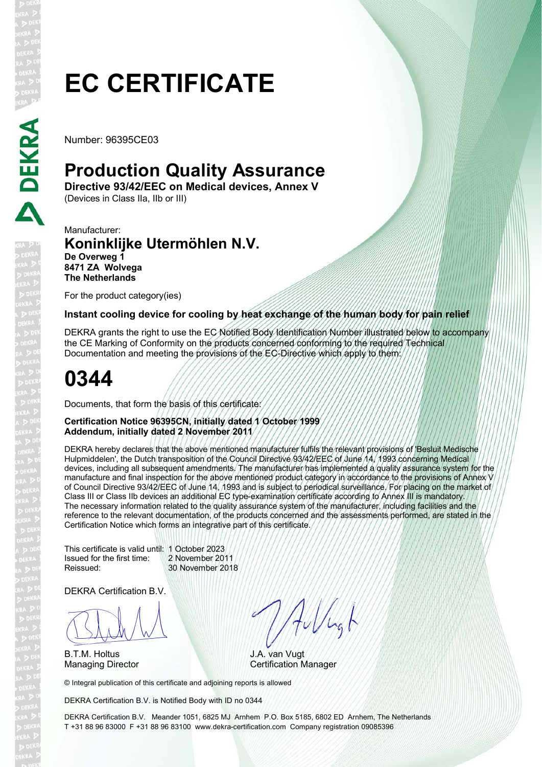# EC CERTIFICATE

Number: 96395CE03

## Production Quality Assurance

**Directive 93/42/EEC on Medical devices, Annex V**

(Devices in Class IIa, IIb or III)

Manufacturer:

### Koninklijke Utermöhlen N.V.

**De Overweg 1**
**8471 ZA Wolvega**
**The Netherlands**

For the product category(ies)

**Instant cooling device for cooling by heat exchange of the human body for pain relief**

DEKRA grants the right to use the EC Notified Body Identification Number illustrated below to accompany the CE Marking of Conformity on the products concerned conforming to the required Technical Documentation and meeting the provisions of the EC-Directive which apply to them:

# 0344

Documents, that form the basis of this certificate:

**Certification Notice 96395CN, initially dated 1 October 1999**
**Addendum, initially dated 2 November 2011**

DEKRA hereby declares that the above mentioned manufacturer fulfils the relevant provisions of 'Besluit Medische Hulpmiddelen', the Dutch transposition of the Council Directive 93/42/EEC of June 14, 1993 concerning Medical devices, including all subsequent amendments. The manufacturer has implemented a quality assurance system for the manufacture and final inspection for the above mentioned product category in accordance to the provisions of Annex V of Council Directive 93/42/EEC of June 14, 1993 and is subject to periodical surveillance. For placing on the market of Class III or Class IIb devices an additional EC type-examination certificate according to Annex III is mandatory. The necessary information related to the quality assurance system of the manufacturer, including facilities and the reference to the relevant documentation, of the products concerned and the assessments performed, are stated in the Certification Notice which forms an integrative part of this certificate.

| | |
|---|---|
| This certificate is valid until: | 1 October 2023 |
| Issued for the first time: | 2 November 2011 |
| Reissued: | 30 November 2018 |

DEKRA Certification B.V.

B.T.M. Holtus
Managing Director

J.A. van Vugt
Certification Manager

© Integral publication of this certificate and adjoining reports is allowed

DEKRA Certification B.V. is Notified Body with ID no 0344

DEKRA Certification B.V. Meander 1051, 6825 MJ Arnhem P.O. Box 5185, 6802 ED Arnhem, The Netherlands
T +31 88 96 83000 F +31 88 96 83100 www.dekra-certification.com Company registration 09085396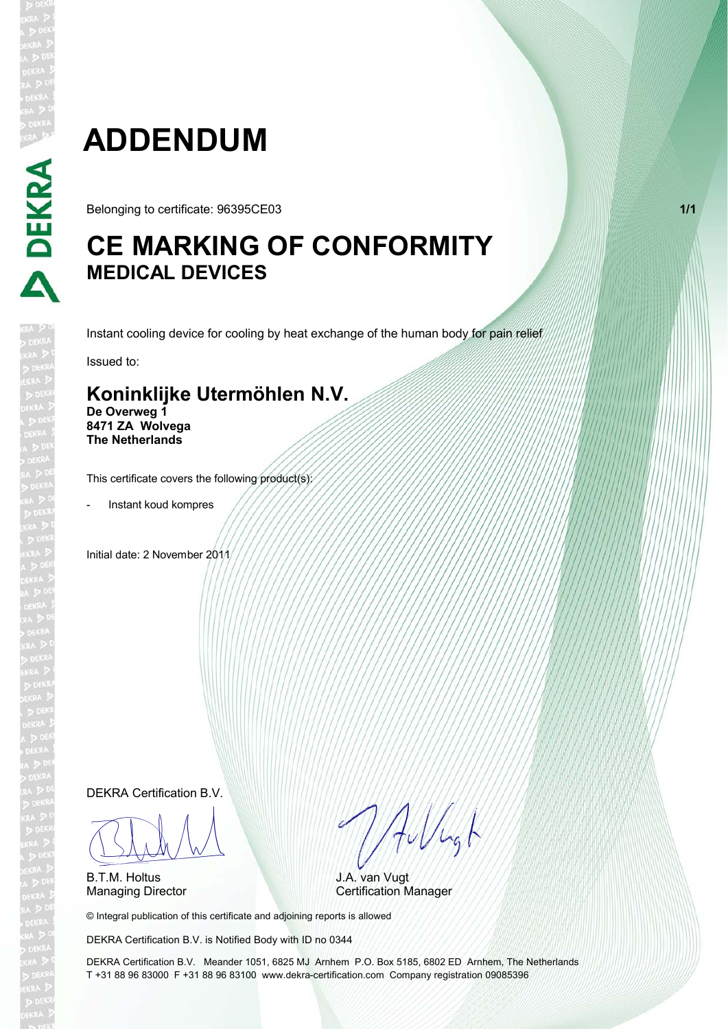# ADDENDUM

Belonging to certificate: 96395CE03

## CE MARKING OF CONFORMITY
### MEDICAL DEVICES

Instant cooling device for cooling by heat exchange of the human body for pain relief

Issued to:

## Koninklijke Utermöhlen N.V.
**De Overweg 1**
**8471 ZA Wolvega**
**The Netherlands**

This certificate covers the following product(s):

- Instant koud kompres

Initial date: 2 November 2011

DEKRA Certification B.V.

B.T.M. Holtus
Managing Director

J.A. van Vugt
Certification Manager

© Integral publication of this certificate and adjoining reports is allowed

DEKRA Certification B.V. is Notified Body with ID no 0344

DEKRA Certification B.V. Meander 1051, 6825 MJ Arnhem P.O. Box 5185, 6802 ED Arnhem, The Netherlands
T +31 88 96 83000 F +31 88 96 83100 www.dekra-certification.com Company registration 09085396